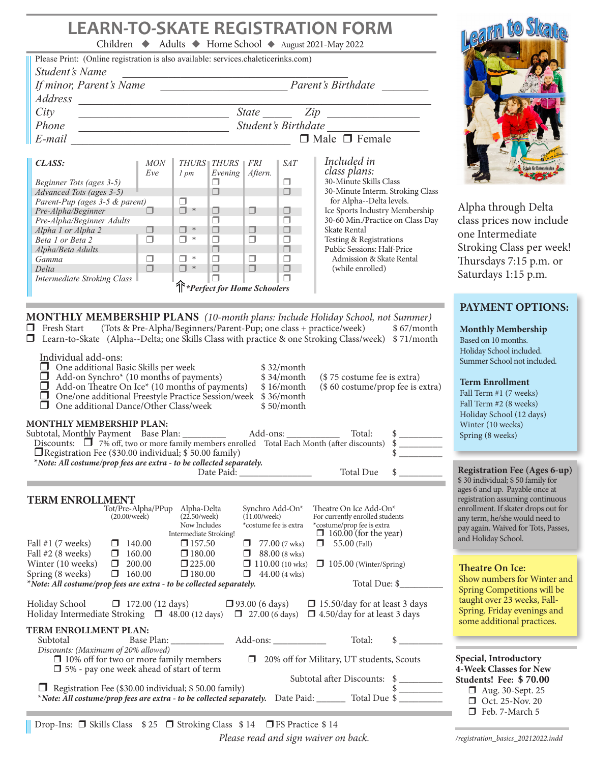# LEARN-TO-SKATE REGISTRATION FORM

Children ◆ Adults ◆ Home School ◆ August 2021-May 2022

Please Print: (Online registration is also available: services.chaleticerinks.com)

*Student's Name* ______________________________

*If minor, Parent's Name* ____________________ *Parent's Birthdate* __________

*Address* ______________________________

*City* ____________________ *State* ______ *Zip* __________

*Phone* ____________________ *Student's Birthdate* __________

*E-mail* ____________________ ❒ Male ❒ Female

| CLASS: | MON Eve | THURS 1 pm | THURS Evening | FRI Aftern. | SAT |
|---|---|---|---|---|---|
| Beginner Tots (ages 3-5) | | | ❒ | | ❒ |
| Advanced Tots (ages 3-5) | | | ❒ | | ❒ |
| Parent-Pup (ages 3-5 & parent) | | ❒ | | | |
| Pre-Alpha/Beginner | ❒ | ❒ * | ❒ | ❒ | ❒ |
| Pre-Alpha/Beginner Adults | | | ❒ | | ❒ |
| Alpha 1 or Alpha 2 | ❒ | ❒ * | ❒ | ❒ | ❒ |
| Beta 1 or Beta 2 | ❒ | ❒ * | ❒ | ❒ | ❒ |
| Alpha/Beta Adults | | | ❒ | | ❒ |
| Gamma | ❒ | ❒ * | ❒ | ❒ | ❒ |
| Delta | ❒ | ❒ * | ❒ | ❒ | ❒ |
| Intermediate Stroking Class | | | ❒ | | ❒ |

⇑ **\*Perfect for Home Schoolers**

*Included in class plans:*
- 30-Minute Skills Class
- 30-Minute Interm. Stroking Class for Alpha--Delta levels.
- Ice Sports Industry Membership
- 30-60 Min./Practice on Class Day
- Skate Rental
- Testing & Registrations
- Public Sessions: Half-Price Admission & Skate Rental (while enrolled)

## MONTHLY MEMBERSHIP PLANS *(10-month plans: Include Holiday School, not Summer)*

- ❒ Fresh Start (Tots & Pre-Alpha/Beginners/Parent-Pup; one class + practice/week) $ 67/month
- ❒ Learn-to-Skate (Alpha--Delta; one Skills Class with practice & one Stroking Class/week) $ 71/month

Individual add-ons:

- ❒ One additional Basic Skills per week $ 32/month
- ❒ Add-on Synchro* (10 months of payments) $ 34/month ($ 75 costume fee is extra)
- ❒ Add-on Theatre On Ice* (10 months of payments) $ 16/month ($ 60 costume/prop fee is extra)
- ❒ One/one additional Freestyle Practice Session/week $ 36/month
- ❒ One additional Dance/Other Class/week $ 50/month

**MONTHLY MEMBERSHIP PLAN:**

Subtotal, Monthly Payment Base Plan: __________ Add-ons: __________ Total: $ __________

Discounts: ❒ 7% off, two or more family members enrolled Total Each Month (after discounts) $ __________

❒ Registration Fee ($30.00 individual; $ 50.00 family) $ __________

***Note: All costume/prop fees are extra - to be collected separately.***

Date Paid: __________ Total Due $ __________

## TERM ENROLLMENT

| | Tot/Pre-Alpha/PPup (20.00/week) | Alpha-Delta (22.50/week) Now Includes Intermediate Stroking! | Synchro Add-On* (11.00/week) *costume fee is extra | Theatre On Ice Add-On* For currently enrolled students *costume/prop fee is extra ❒ 160.00 (for the year) |
|---|---|---|---|---|
| Fall #1 (7 weeks) | ❒ 140.00 | ❒ 157.50 | ❒ 77.00 (7 wks) | ❒ 55.00 (Fall) |
| Fall #2 (8 weeks) | ❒ 160.00 | ❒ 180.00 | ❒ 88.00 (8 wks) | |
| Winter (10 weeks) | ❒ 200.00 | ❒ 225.00 | ❒ 110.00 (10 wks) | ❒ 105.00 (Winter/Spring) |
| Spring (8 weeks) | ❒ 160.00 | ❒ 180.00 | ❒ 44.00 (4 wks) | |

***Note: All costume/prop fees are extra - to be collected separately.*** Total Due: $__________

| | | | |
|---|---|---|---|
| Holiday School | ❒ 172.00 (12 days) | ❒ 93.00 (6 days) | ❒ 15.50/day for at least 3 days |
| Holiday Intermediate Stroking | ❒ 48.00 (12 days) | ❒ 27.00 (6 days) | ❒ 4.50/day for at least 3 days |

**TERM ENROLLMENT PLAN:**

Subtotal Base Plan: __________ Add-ons: __________ Total: $ __________

*Discounts: (Maximum of 20% allowed)*

- ❒ 10% off for two or more family members
- ❒ 5% - pay one week ahead of start of term
- ❒ 20% off for Military, UT students, Scouts

Subtotal after Discounts: $ __________

❒ Registration Fee ($30.00 individual; $ 50.00 family) $ __________

***Note: All costume/prop fees are extra - to be collected separately.*** Date Paid: ______ Total Due $ __________

Drop-Ins: ❒ Skills Class $ 25 ❒ Stroking Class $ 14 ❒ FS Practice $ 14

*Please read and sign waiver on back.*

Learn to Skate

Alpha through Delta class prices now include one Intermediate Stroking Class per week! Thursdays 7:15 p.m. or Saturdays 1:15 p.m.

## PAYMENT OPTIONS:

**Monthly Membership**
Based on 10 months.
Holiday School included.
Summer School not included.

**Term Enrollment**
- Fall Term #1 (7 weeks)
- Fall Term #2 (8 weeks)
- Holiday School (12 days)
- Winter (10 weeks)
- Spring (8 weeks)

**Registration Fee (Ages 6-up)**
$ 30 individual; $ 50 family for ages 6 and up. Payable once at registration assuming continuous enrollment. If skater drops out for any term, he/she would need to pay again. Waived for Tots, Passes, and Holiday School.

**Theatre On Ice:**
Show numbers for Winter and Spring Competitions will be taught over 23 weeks, Fall-Spring. Friday evenings and some additional practices.

**Special, Introductory 4-Week Classes for New Students! Fee: $ 70.00**
- ❒ Aug. 30-Sept. 25
- ❒ Oct. 25-Nov. 20
- ❒ Feb. 7-March 5

/registration_basics_20212022.indd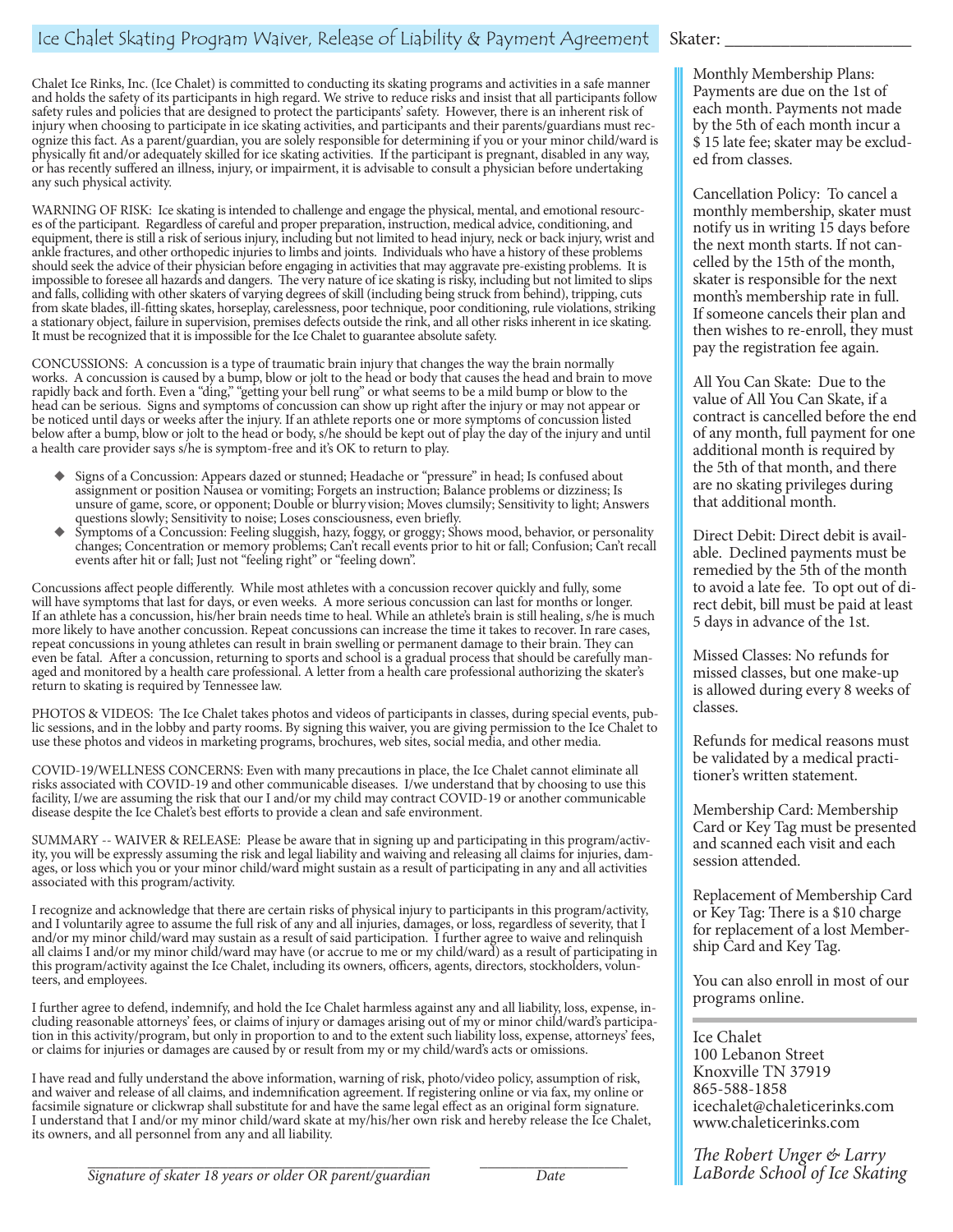# Ice Chalet Skating Program Waiver, Release of Liability & Payment Agreement

Skater: ____________________

Chalet Ice Rinks, Inc. (Ice Chalet) is committed to conducting its skating programs and activities in a safe manner and holds the safety of its participants in high regard. We strive to reduce risks and insist that all participants follow safety rules and policies that are designed to protect the participants' safety. However, there is an inherent risk of injury when choosing to participate in ice skating activities, and participants and their parents/guardians must recognize this fact. As a parent/guardian, you are solely responsible for determining if you or your minor child/ward is physically fit and/or adequately skilled for ice skating activities. If the participant is pregnant, disabled in any way, or has recently suffered an illness, injury, or impairment, it is advisable to consult a physician before undertaking any such physical activity.

WARNING OF RISK: Ice skating is intended to challenge and engage the physical, mental, and emotional resources of the participant. Regardless of careful and proper preparation, instruction, medical advice, conditioning, and equipment, there is still a risk of serious injury, including but not limited to head injury, neck or back injury, wrist and ankle fractures, and other orthopedic injuries to limbs and joints. Individuals who have a history of these problems should seek the advice of their physician before engaging in activities that may aggravate pre-existing problems. It is impossible to foresee all hazards and dangers. The very nature of ice skating is risky, including but not limited to slips and falls, colliding with other skaters of varying degrees of skill (including being struck from behind), tripping, cuts from skate blades, ill-fitting skates, horseplay, carelessness, poor technique, poor conditioning, rule violations, striking a stationary object, failure in supervision, premises defects outside the rink, and all other risks inherent in ice skating. It must be recognized that it is impossible for the Ice Chalet to guarantee absolute safety.

CONCUSSIONS: A concussion is a type of traumatic brain injury that changes the way the brain normally works. A concussion is caused by a bump, blow or jolt to the head or body that causes the head and brain to move rapidly back and forth. Even a "ding," "getting your bell rung" or what seems to be a mild bump or blow to the head can be serious. Signs and symptoms of concussion can show up right after the injury or may not appear or be noticed until days or weeks after the injury. If an athlete reports one or more symptoms of concussion listed below after a bump, blow or jolt to the head or body, s/he should be kept out of play the day of the injury and until a health care provider says s/he is symptom-free and it's OK to return to play.

- Signs of a Concussion: Appears dazed or stunned; Headache or "pressure" in head; Is confused about assignment or position Nausea or vomiting; Forgets an instruction; Balance problems or dizziness; Is unsure of game, score, or opponent; Double or blurry vision; Moves clumsily; Sensitivity to light; Answers questions slowly; Sensitivity to noise; Loses consciousness, even briefly.
- Symptoms of a Concussion: Feeling sluggish, hazy, foggy, or groggy; Shows mood, behavior, or personality changes; Concentration or memory problems; Can't recall events prior to hit or fall; Confusion; Can't recall events after hit or fall; Just not "feeling right" or "feeling down".

Concussions affect people differently. While most athletes with a concussion recover quickly and fully, some will have symptoms that last for days, or even weeks. A more serious concussion can last for months or longer. If an athlete has a concussion, his/her brain needs time to heal. While an athlete's brain is still healing, s/he is much more likely to have another concussion. Repeat concussions can increase the time it takes to recover. In rare cases, repeat concussions in young athletes can result in brain swelling or permanent damage to their brain. They can even be fatal. After a concussion, returning to sports and school is a gradual process that should be carefully managed and monitored by a health care professional. A letter from a health care professional authorizing the skater's return to skating is required by Tennessee law.

PHOTOS & VIDEOS: The Ice Chalet takes photos and videos of participants in classes, during special events, public sessions, and in the lobby and party rooms. By signing this waiver, you are giving permission to the Ice Chalet to use these photos and videos in marketing programs, brochures, web sites, social media, and other media.

COVID-19/WELLNESS CONCERNS: Even with many precautions in place, the Ice Chalet cannot eliminate all risks associated with COVID-19 and other communicable diseases. I/we understand that by choosing to use this facility, I/we are assuming the risk that our I and/or my child may contract COVID-19 or another communicable disease despite the Ice Chalet's best efforts to provide a clean and safe environment.

SUMMARY -- WAIVER & RELEASE: Please be aware that in signing up and participating in this program/activity, you will be expressly assuming the risk and legal liability and waiving and releasing all claims for injuries, damages, or loss which you or your minor child/ward might sustain as a result of participating in any and all activities associated with this program/activity.

I recognize and acknowledge that there are certain risks of physical injury to participants in this program/activity, and I voluntarily agree to assume the full risk of any and all injuries, damages, or loss, regardless of severity, that I and/or my minor child/ward may sustain as a result of said participation. I further agree to waive and relinquish all claims I and/or my minor child/ward may have (or accrue to me or my child/ward) as a result of participating in this program/activity against the Ice Chalet, including its owners, officers, agents, directors, stockholders, volunteers, and employees.

I further agree to defend, indemnify, and hold the Ice Chalet harmless against any and all liability, loss, expense, including reasonable attorneys' fees, or claims of injury or damages arising out of my or minor child/ward's participation in this activity/program, but only in proportion to and to the extent such liability loss, expense, attorneys' fees, or claims for injuries or damages are caused by or result from my or my child/ward's acts or omissions.

I have read and fully understand the above information, warning of risk, photo/video policy, assumption of risk, and waiver and release of all claims, and indemnification agreement. If registering online or via fax, my online or facsimile signature or clickwrap shall substitute for and have the same legal effect as an original form signature. I understand that I and/or my minor child/ward skate at my/his/her own risk and hereby release the Ice Chalet, its owners, and all personnel from any and all liability.

_______________________________________ &nbsp;&nbsp;&nbsp; ____________________

*Signature of skater 18 years or older OR parent/guardian* &nbsp;&nbsp;&nbsp; *Date*

Monthly Membership Plans: Payments are due on the 1st of each month. Payments not made by the 5th of each month incur a $ 15 late fee; skater may be excluded from classes.

Cancellation Policy: To cancel a monthly membership, skater must notify us in writing 15 days before the next month starts. If not cancelled by the 15th of the month, skater is responsible for the next month's membership rate in full. If someone cancels their plan and then wishes to re-enroll, they must pay the registration fee again.

All You Can Skate: Due to the value of All You Can Skate, if a contract is cancelled before the end of any month, full payment for one additional month is required by the 5th of that month, and there are no skating privileges during that additional month.

Direct Debit: Direct debit is available. Declined payments must be remedied by the 5th of the month to avoid a late fee. To opt out of direct debit, bill must be paid at least 5 days in advance of the 1st.

Missed Classes: No refunds for missed classes, but one make-up is allowed during every 8 weeks of classes.

Refunds for medical reasons must be validated by a medical practitioner's written statement.

Membership Card: Membership Card or Key Tag must be presented and scanned each visit and each session attended.

Replacement of Membership Card or Key Tag: There is a $10 charge for replacement of a lost Membership Card and Key Tag.

You can also enroll in most of our programs online.

Ice Chalet
100 Lebanon Street
Knoxville TN 37919
865-588-1858
icechalet@chaleticerinks.com
www.chaleticerinks.com

*The Robert Unger & Larry LaBorde School of Ice Skating*